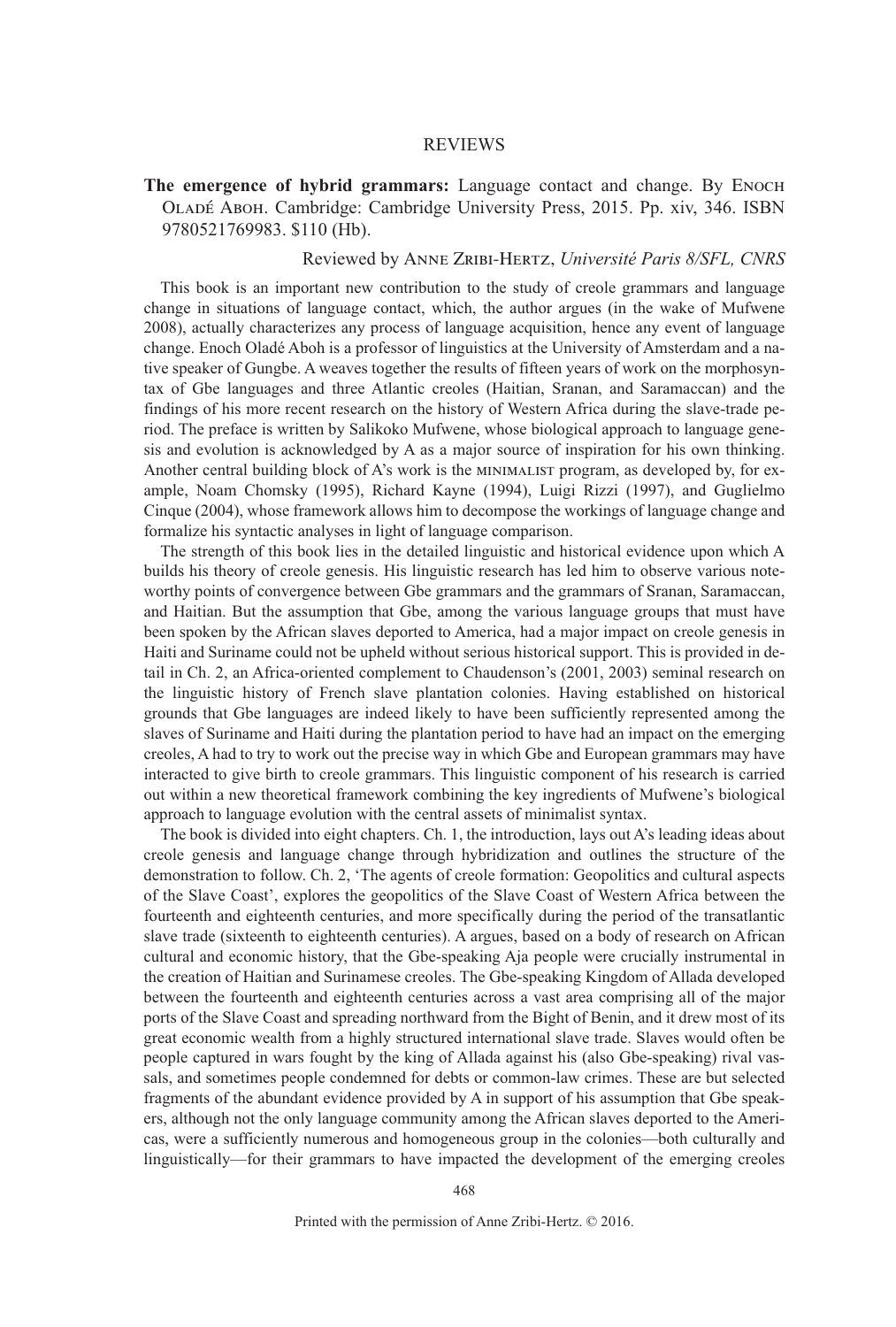# REVIEWS

**The emergence of hybrid grammars:** Language contact and change. By Enoch Oladé Aboh. Cambridge: Cambridge University Press, 2015. Pp. xiv, 346. ISBN 9780521769983. $110 (Hb).

Reviewed by Anne Zribi-Hertz, *Université Paris 8/SFL, CNRS*

This book is an important new contribution to the study of creole grammars and language change in situations of language contact, which, the author argues (in the wake of Mufwene 2008), actually characterizes any process of language acquisition, hence any event of language change. Enoch Oladé Aboh is a professor of linguistics at the University of Amsterdam and a native speaker of Gungbe. A weaves together the results of fifteen years of work on the morphosyntax of Gbe languages and three Atlantic creoles (Haitian, Sranan, and Saramaccan) and the findings of his more recent research on the history of Western Africa during the slave-trade period. The preface is written by Salikoko Mufwene, whose biological approach to language genesis and evolution is acknowledged by A as a major source of inspiration for his own thinking. Another central building block of A's work is the minimalist program, as developed by, for example, Noam Chomsky (1995), Richard Kayne (1994), Luigi Rizzi (1997), and Guglielmo Cinque (2004), whose framework allows him to decompose the workings of language change and formalize his syntactic analyses in light of language comparison.

The strength of this book lies in the detailed linguistic and historical evidence upon which A builds his theory of creole genesis. His linguistic research has led him to observe various noteworthy points of convergence between Gbe grammars and the grammars of Sranan, Saramaccan, and Haitian. But the assumption that Gbe, among the various language groups that must have been spoken by the African slaves deported to America, had a major impact on creole genesis in Haiti and Suriname could not be upheld without serious historical support. This is provided in detail in Ch. 2, an Africa-oriented complement to Chaudenson's (2001, 2003) seminal research on the linguistic history of French slave plantation colonies. Having established on historical grounds that Gbe languages are indeed likely to have been sufficiently represented among the slaves of Suriname and Haiti during the plantation period to have had an impact on the emerging creoles, A had to try to work out the precise way in which Gbe and European grammars may have interacted to give birth to creole grammars. This linguistic component of his research is carried out within a new theoretical framework combining the key ingredients of Mufwene's biological approach to language evolution with the central assets of minimalist syntax.

The book is divided into eight chapters. Ch. 1, the introduction, lays out A's leading ideas about creole genesis and language change through hybridization and outlines the structure of the demonstration to follow. Ch. 2, 'The agents of creole formation: Geopolitics and cultural aspects of the Slave Coast', explores the geopolitics of the Slave Coast of Western Africa between the fourteenth and eighteenth centuries, and more specifically during the period of the transatlantic slave trade (sixteenth to eighteenth centuries). A argues, based on a body of research on African cultural and economic history, that the Gbe-speaking Aja people were crucially instrumental in the creation of Haitian and Surinamese creoles. The Gbe-speaking Kingdom of Allada developed between the fourteenth and eighteenth centuries across a vast area comprising all of the major ports of the Slave Coast and spreading northward from the Bight of Benin, and it drew most of its great economic wealth from a highly structured international slave trade. Slaves would often be people captured in wars fought by the king of Allada against his (also Gbe-speaking) rival vassals, and sometimes people condemned for debts or common-law crimes. These are but selected fragments of the abundant evidence provided by A in support of his assumption that Gbe speakers, although not the only language community among the African slaves deported to the Americas, were a sufficiently numerous and homogeneous group in the colonies—both culturally and linguistically—for their grammars to have impacted the development of the emerging creoles

Printed with the permission of Anne Zribi-Hertz. © 2016.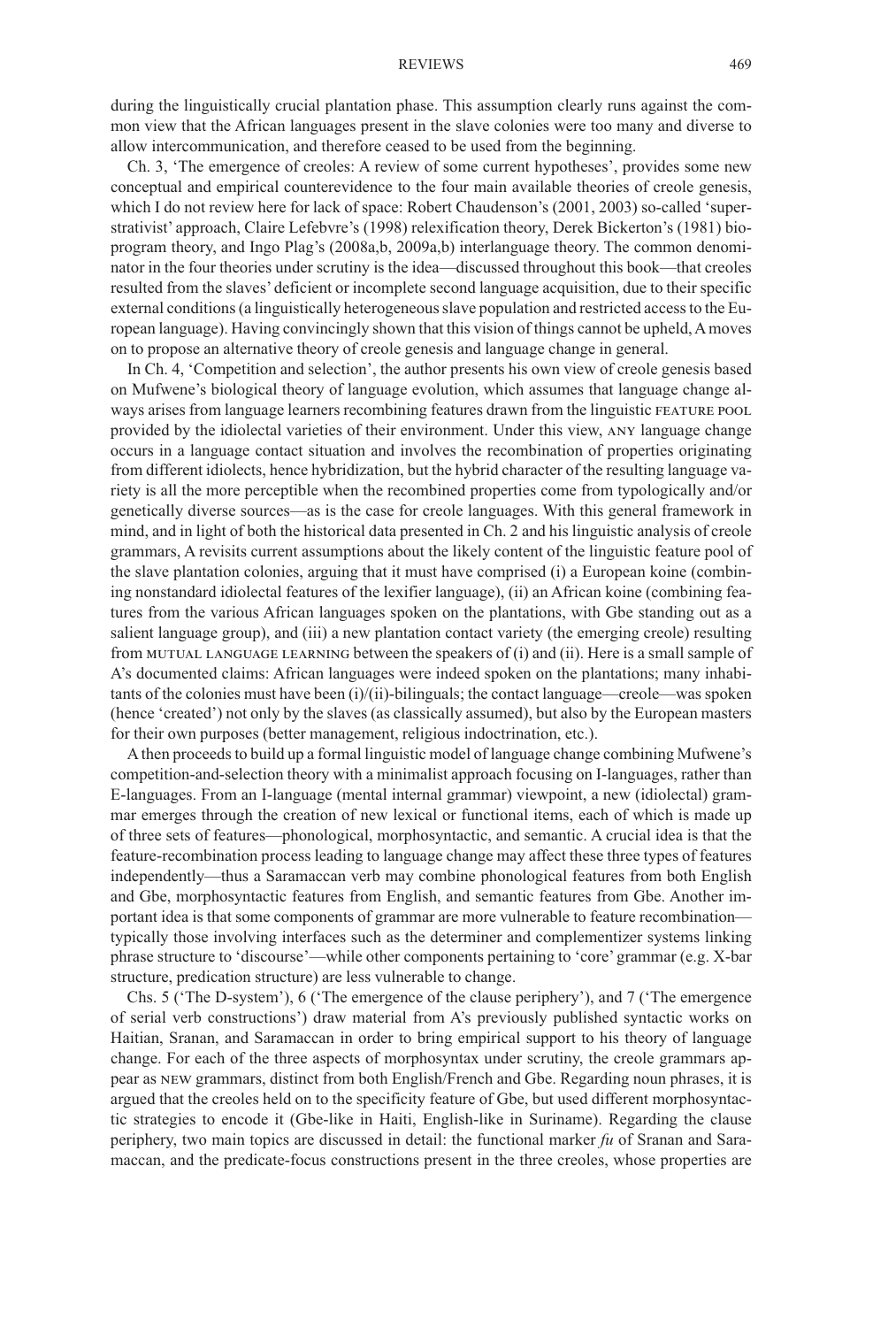during the linguistically crucial plantation phase. This assumption clearly runs against the common view that the African languages present in the slave colonies were too many and diverse to allow intercommunication, and therefore ceased to be used from the beginning.

Ch. 3, 'The emergence of creoles: A review of some current hypotheses', provides some new conceptual and empirical counterevidence to the four main available theories of creole genesis, which I do not review here for lack of space: Robert Chaudenson's (2001, 2003) so-called 'superstrativist' approach, Claire Lefebvre's (1998) relexification theory, Derek Bickerton's (1981) bioprogram theory, and Ingo Plag's (2008a,b, 2009a,b) interlanguage theory. The common denominator in the four theories under scrutiny is the idea—discussed throughout this book—that creoles resulted from the slaves' deficient or incomplete second language acquisition, due to their specific external conditions (a linguistically heterogeneous slave population and restricted access to the European language). Having convincingly shown that this vision of things cannot be upheld, A moves on to propose an alternative theory of creole genesis and language change in general.

In Ch. 4, 'Competition and selection', the author presents his own view of creole genesis based on Mufwene's biological theory of language evolution, which assumes that language change always arises from language learners recombining features drawn from the linguistic FEATURE POOL provided by the idiolectal varieties of their environment. Under this view, ANY language change occurs in a language contact situation and involves the recombination of properties originating from different idiolects, hence hybridization, but the hybrid character of the resulting language variety is all the more perceptible when the recombined properties come from typologically and/or genetically diverse sources—as is the case for creole languages. With this general framework in mind, and in light of both the historical data presented in Ch. 2 and his linguistic analysis of creole grammars, A revisits current assumptions about the likely content of the linguistic feature pool of the slave plantation colonies, arguing that it must have comprised (i) a European koine (combining nonstandard idiolectal features of the lexifier language), (ii) an African koine (combining features from the various African languages spoken on the plantations, with Gbe standing out as a salient language group), and (iii) a new plantation contact variety (the emerging creole) resulting from MUTUAL LANGUAGE LEARNING between the speakers of (i) and (ii). Here is a small sample of A's documented claims: African languages were indeed spoken on the plantations; many inhabitants of the colonies must have been (i)/(ii)-bilinguals; the contact language—creole—was spoken (hence 'created') not only by the slaves (as classically assumed), but also by the European masters for their own purposes (better management, religious indoctrination, etc.).

A then proceeds to build up a formal linguistic model of language change combining Mufwene's competition-and-selection theory with a minimalist approach focusing on I-languages, rather than E-languages. From an I-language (mental internal grammar) viewpoint, a new (idiolectal) grammar emerges through the creation of new lexical or functional items, each of which is made up of three sets of features—phonological, morphosyntactic, and semantic. A crucial idea is that the feature-recombination process leading to language change may affect these three types of features independently—thus a Saramaccan verb may combine phonological features from both English and Gbe, morphosyntactic features from English, and semantic features from Gbe. Another important idea is that some components of grammar are more vulnerable to feature recombination—typically those involving interfaces such as the determiner and complementizer systems linking phrase structure to 'discourse'—while other components pertaining to 'core' grammar (e.g. X-bar structure, predication structure) are less vulnerable to change.

Chs. 5 ('The D-system'), 6 ('The emergence of the clause periphery'), and 7 ('The emergence of serial verb constructions') draw material from A's previously published syntactic works on Haitian, Sranan, and Saramaccan in order to bring empirical support to his theory of language change. For each of the three aspects of morphosyntax under scrutiny, the creole grammars appear as NEW grammars, distinct from both English/French and Gbe. Regarding noun phrases, it is argued that the creoles held on to the specificity feature of Gbe, but used different morphosyntactic strategies to encode it (Gbe-like in Haiti, English-like in Suriname). Regarding the clause periphery, two main topics are discussed in detail: the functional marker *fu* of Sranan and Saramaccan, and the predicate-focus constructions present in the three creoles, whose properties are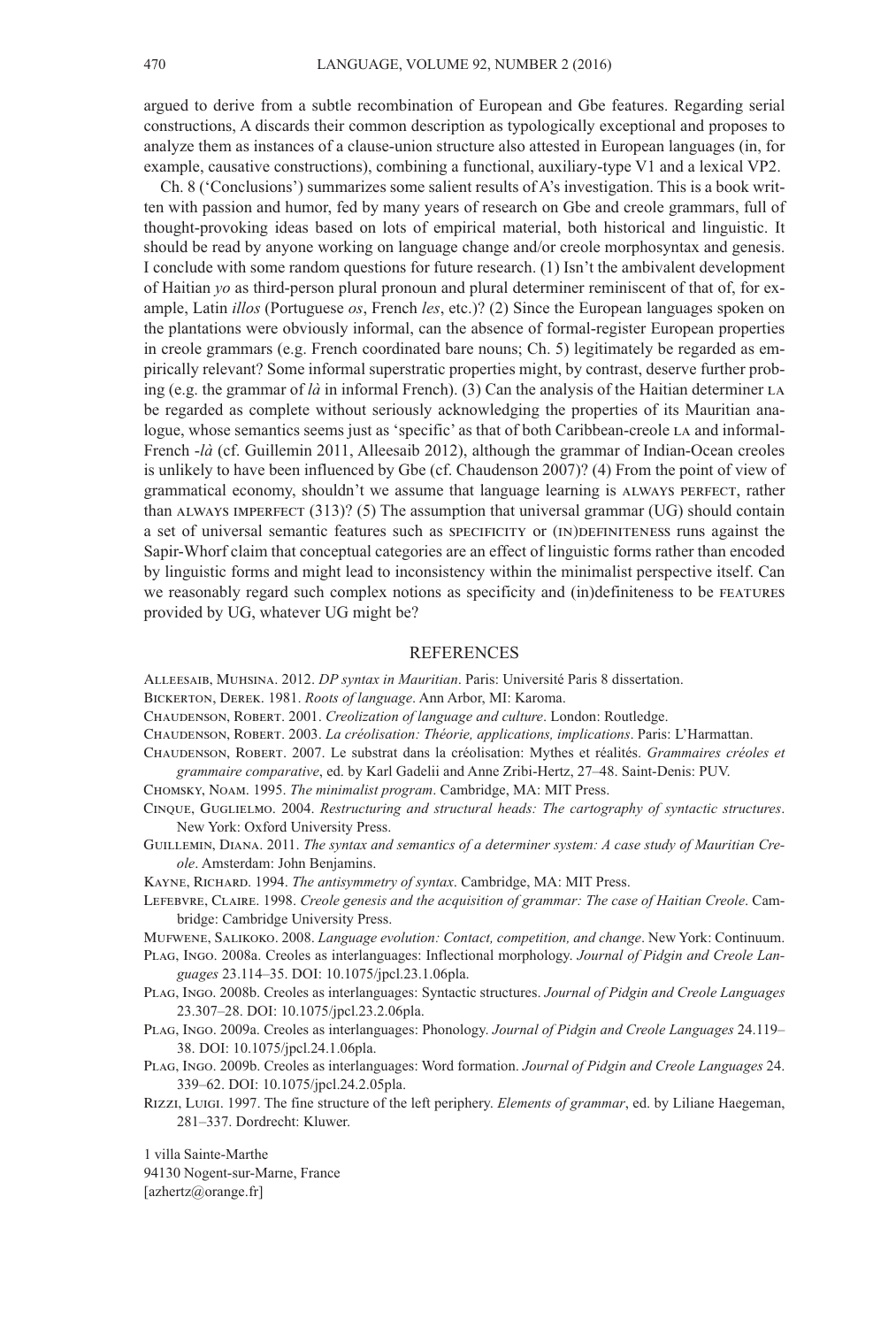argued to derive from a subtle recombination of European and Gbe features. Regarding serial constructions, A discards their common description as typologically exceptional and proposes to analyze them as instances of a clause-union structure also attested in European languages (in, for example, causative constructions), combining a functional, auxiliary-type V1 and a lexical VP2.

Ch. 8 ('Conclusions') summarizes some salient results of A's investigation. This is a book written with passion and humor, fed by many years of research on Gbe and creole grammars, full of thought-provoking ideas based on lots of empirical material, both historical and linguistic. It should be read by anyone working on language change and/or creole morphosyntax and genesis. I conclude with some random questions for future research. (1) Isn't the ambivalent development of Haitian *yo* as third-person plural pronoun and plural determiner reminiscent of that of, for example, Latin *illos* (Portuguese *os*, French *les*, etc.)? (2) Since the European languages spoken on the plantations were obviously informal, can the absence of formal-register European properties in creole grammars (e.g. French coordinated bare nouns; Ch. 5) legitimately be regarded as empirically relevant? Some informal superstratic properties might, by contrast, deserve further probing (e.g. the grammar of *là* in informal French). (3) Can the analysis of the Haitian determiner LA be regarded as complete without seriously acknowledging the properties of its Mauritian analogue, whose semantics seems just as 'specific' as that of both Caribbean-creole LA and informal-French -*là* (cf. Guillemin 2011, Alleesaib 2012), although the grammar of Indian-Ocean creoles is unlikely to have been influenced by Gbe (cf. Chaudenson 2007)? (4) From the point of view of grammatical economy, shouldn't we assume that language learning is ALWAYS PERFECT, rather than ALWAYS IMPERFECT (313)? (5) The assumption that universal grammar (UG) should contain a set of universal semantic features such as SPECIFICITY or (IN)DEFINITENESS runs against the Sapir-Whorf claim that conceptual categories are an effect of linguistic forms rather than encoded by linguistic forms and might lead to inconsistency within the minimalist perspective itself. Can we reasonably regard such complex notions as specificity and (in)definiteness to be FEATURES provided by UG, whatever UG might be?

## REFERENCES

Alleesaib, Muhsina. 2012. *DP syntax in Mauritian*. Paris: Université Paris 8 dissertation.

Bickerton, Derek. 1981. *Roots of language*. Ann Arbor, MI: Karoma.

Chaudenson, Robert. 2001. *Creolization of language and culture*. London: Routledge.

Chaudenson, Robert. 2003. *La créolisation: Théorie, applications, implications*. Paris: L'Harmattan.

Chaudenson, Robert. 2007. Le substrat dans la créolisation: Mythes et réalités. *Grammaires créoles et grammaire comparative*, ed. by Karl Gadelii and Anne Zribi-Hertz, 27–48. Saint-Denis: PUV.

Chomsky, Noam. 1995. *The minimalist program*. Cambridge, MA: MIT Press.

Cinque, Guglielmo. 2004. *Restructuring and structural heads: The cartography of syntactic structures*. New York: Oxford University Press.

Guillemin, Diana. 2011. *The syntax and semantics of a determiner system: A case study of Mauritian Creole*. Amsterdam: John Benjamins.

Kayne, Richard. 1994. *The antisymmetry of syntax*. Cambridge, MA: MIT Press.

Lefebvre, Claire. 1998. *Creole genesis and the acquisition of grammar: The case of Haitian Creole*. Cambridge: Cambridge University Press.

Mufwene, Salikoko. 2008. *Language evolution: Contact, competition, and change*. New York: Continuum.

Plag, Ingo. 2008a. Creoles as interlanguages: Inflectional morphology. *Journal of Pidgin and Creole Languages* 23.114–35. DOI: 10.1075/jpcl.23.1.06pla.

Plag, Ingo. 2008b. Creoles as interlanguages: Syntactic structures. *Journal of Pidgin and Creole Languages* 23.307–28. DOI: 10.1075/jpcl.23.2.06pla.

Plag, Ingo. 2009a. Creoles as interlanguages: Phonology. *Journal of Pidgin and Creole Languages* 24.119–38. DOI: 10.1075/jpcl.24.1.06pla.

Plag, Ingo. 2009b. Creoles as interlanguages: Word formation. *Journal of Pidgin and Creole Languages* 24.339–62. DOI: 10.1075/jpcl.24.2.05pla.

Rizzi, Luigi. 1997. The fine structure of the left periphery. *Elements of grammar*, ed. by Liliane Haegeman, 281–337. Dordrecht: Kluwer.

1 villa Sainte-Marthe
94130 Nogent-sur-Marne, France
[azhertz@orange.fr]